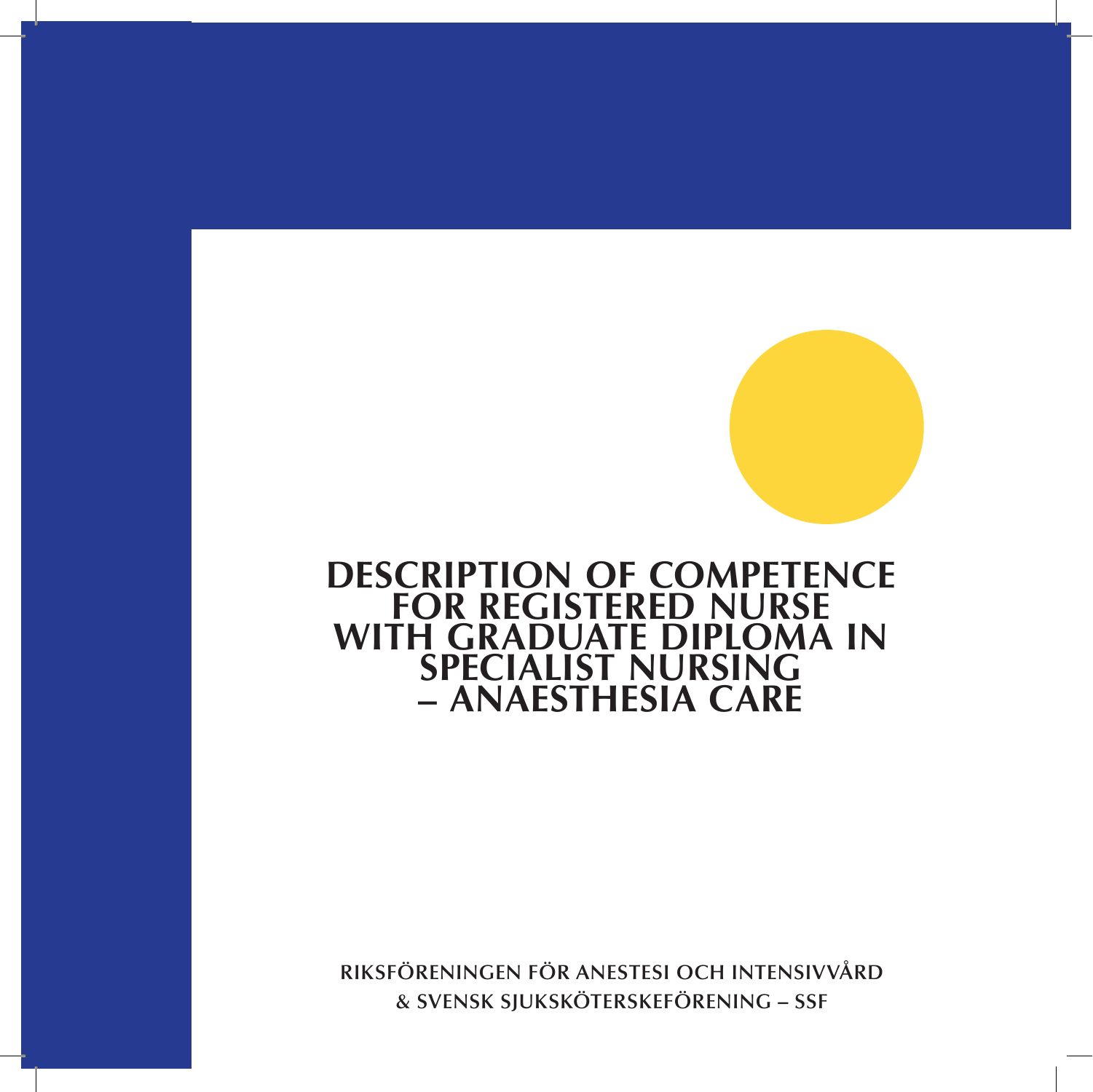# DESCRIPTION OF COMPETENCE FOR REGISTERED NURSE WITH GRADUATE DIPLOMA IN SPECIALIST NURSING – ANAESTHESIA CARE

RIKSFÖRENINGEN FÖR ANESTESI OCH INTENSIVVÅRD
& SVENSK SJUKSKÖTERSKEFÖRENING – SSF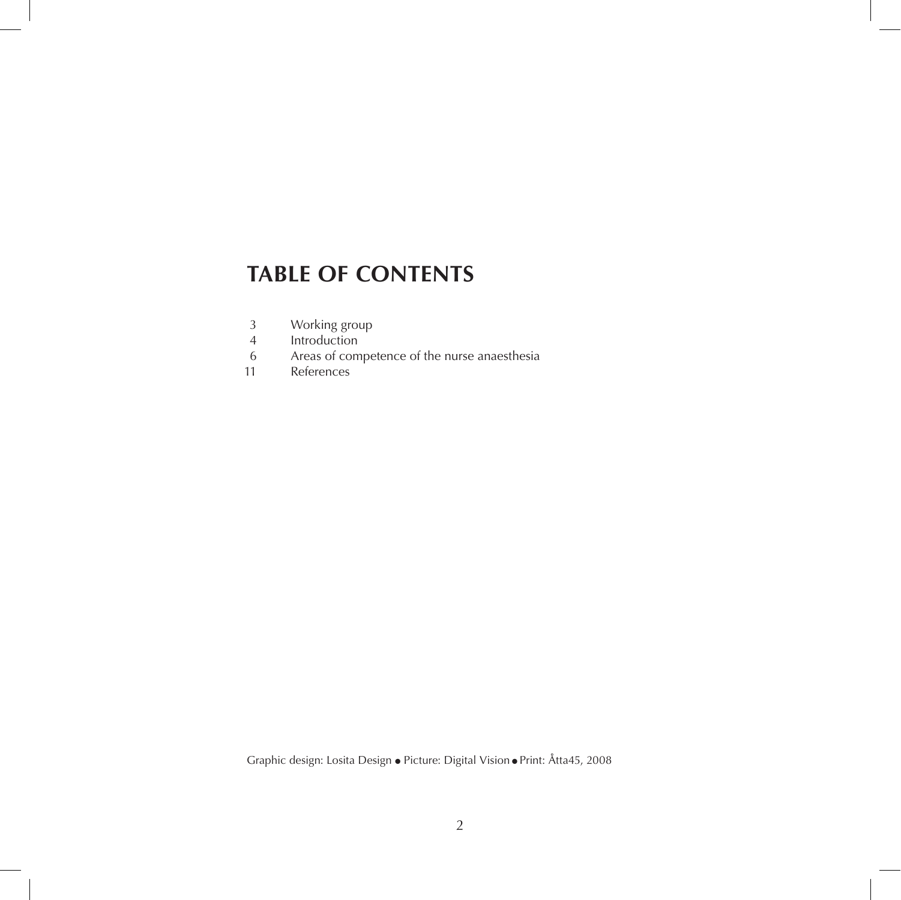# TABLE OF CONTENTS

| | |
|---|---|
| 3 | Working group |
| 4 | Introduction |
| 6 | Areas of competence of the nurse anaesthesia |
| 11 | References |

Graphic design: Losita Design ● Picture: Digital Vision ● Print: Åtta45, 2008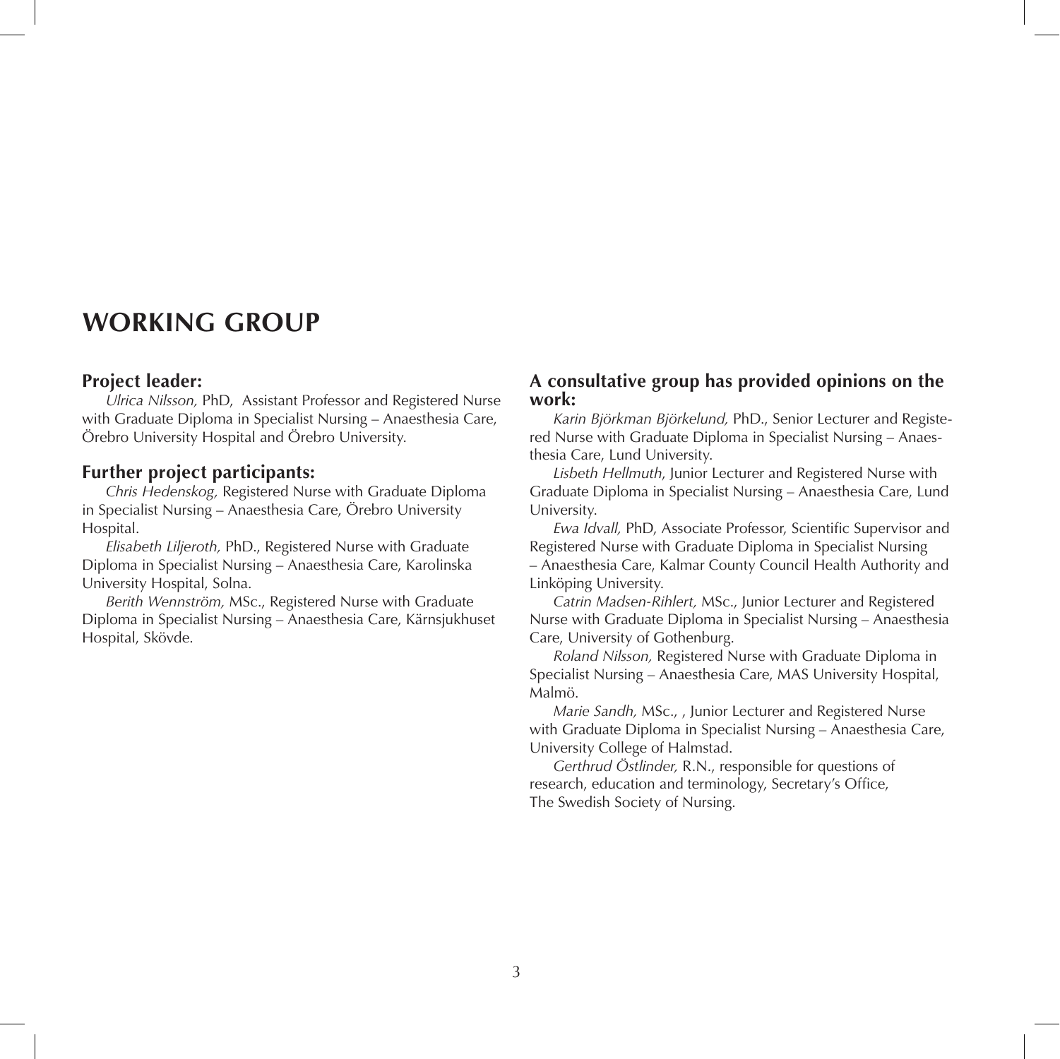# WORKING GROUP

## Project leader:

*Ulrica Nilsson,* PhD, Assistant Professor and Registered Nurse with Graduate Diploma in Specialist Nursing – Anaesthesia Care, Örebro University Hospital and Örebro University.

## Further project participants:

*Chris Hedenskog,* Registered Nurse with Graduate Diploma in Specialist Nursing – Anaesthesia Care, Örebro University Hospital.

*Elisabeth Liljeroth,* PhD., Registered Nurse with Graduate Diploma in Specialist Nursing – Anaesthesia Care, Karolinska University Hospital, Solna.

*Berith Wennström,* MSc., Registered Nurse with Graduate Diploma in Specialist Nursing – Anaesthesia Care, Kärnsjukhuset Hospital, Skövde.

## A consultative group has provided opinions on the work:

*Karin Björkman Björkelund,* PhD., Senior Lecturer and Registered Nurse with Graduate Diploma in Specialist Nursing – Anaesthesia Care, Lund University.

*Lisbeth Hellmuth*, Junior Lecturer and Registered Nurse with Graduate Diploma in Specialist Nursing – Anaesthesia Care, Lund University.

*Ewa Idvall,* PhD, Associate Professor, Scientific Supervisor and Registered Nurse with Graduate Diploma in Specialist Nursing – Anaesthesia Care, Kalmar County Council Health Authority and Linköping University.

*Catrin Madsen-Rihlert,* MSc., Junior Lecturer and Registered Nurse with Graduate Diploma in Specialist Nursing – Anaesthesia Care, University of Gothenburg.

*Roland Nilsson,* Registered Nurse with Graduate Diploma in Specialist Nursing – Anaesthesia Care, MAS University Hospital, Malmö.

*Marie Sandh,* MSc., , Junior Lecturer and Registered Nurse with Graduate Diploma in Specialist Nursing – Anaesthesia Care, University College of Halmstad.

*Gerthrud Östlinder,* R.N., responsible for questions of research, education and terminology, Secretary's Office, The Swedish Society of Nursing.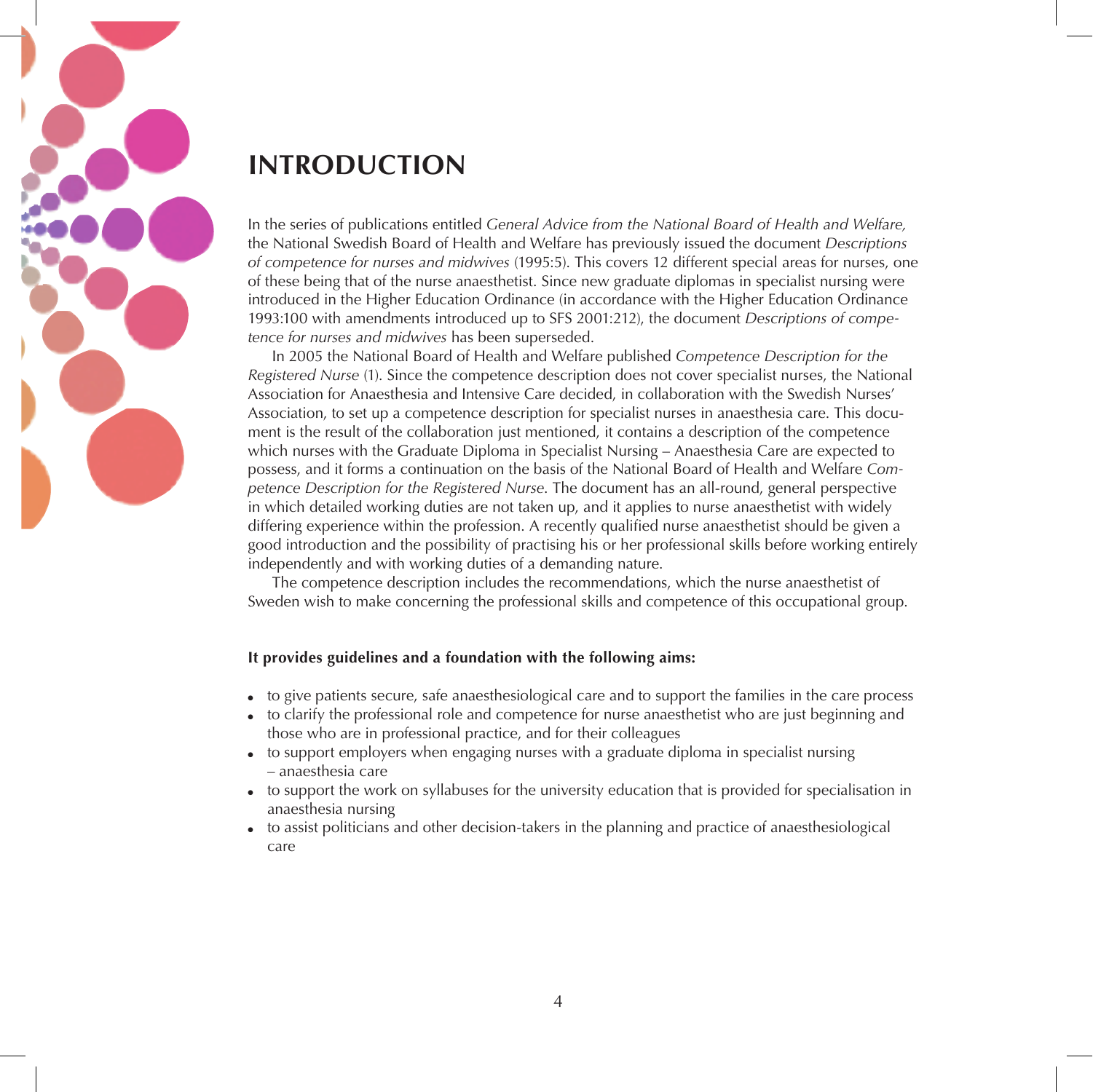# INTRODUCTION

In the series of publications entitled *General Advice from the National Board of Health and Welfare,* the National Swedish Board of Health and Welfare has previously issued the document *Descriptions of competence for nurses and midwives* (1995:5). This covers 12 different special areas for nurses, one of these being that of the nurse anaesthetist. Since new graduate diplomas in specialist nursing were introduced in the Higher Education Ordinance (in accordance with the Higher Education Ordinance 1993:100 with amendments introduced up to SFS 2001:212), the document *Descriptions of competence for nurses and midwives* has been superseded.

In 2005 the National Board of Health and Welfare published *Competence Description for the Registered Nurse* (1). Since the competence description does not cover specialist nurses, the National Association for Anaesthesia and Intensive Care decided, in collaboration with the Swedish Nurses' Association, to set up a competence description for specialist nurses in anaesthesia care. This document is the result of the collaboration just mentioned, it contains a description of the competence which nurses with the Graduate Diploma in Specialist Nursing – Anaesthesia Care are expected to possess, and it forms a continuation on the basis of the National Board of Health and Welfare *Competence Description for the Registered Nurse*. The document has an all-round, general perspective in which detailed working duties are not taken up, and it applies to nurse anaesthetist with widely differing experience within the profession. A recently qualified nurse anaesthetist should be given a good introduction and the possibility of practising his or her professional skills before working entirely independently and with working duties of a demanding nature.

The competence description includes the recommendations, which the nurse anaesthetist of Sweden wish to make concerning the professional skills and competence of this occupational group.

**It provides guidelines and a foundation with the following aims:**

- to give patients secure, safe anaesthesiological care and to support the families in the care process
- to clarify the professional role and competence for nurse anaesthetist who are just beginning and those who are in professional practice, and for their colleagues
- to support employers when engaging nurses with a graduate diploma in specialist nursing – anaesthesia care
- to support the work on syllabuses for the university education that is provided for specialisation in anaesthesia nursing
- to assist politicians and other decision-takers in the planning and practice of anaesthesiological care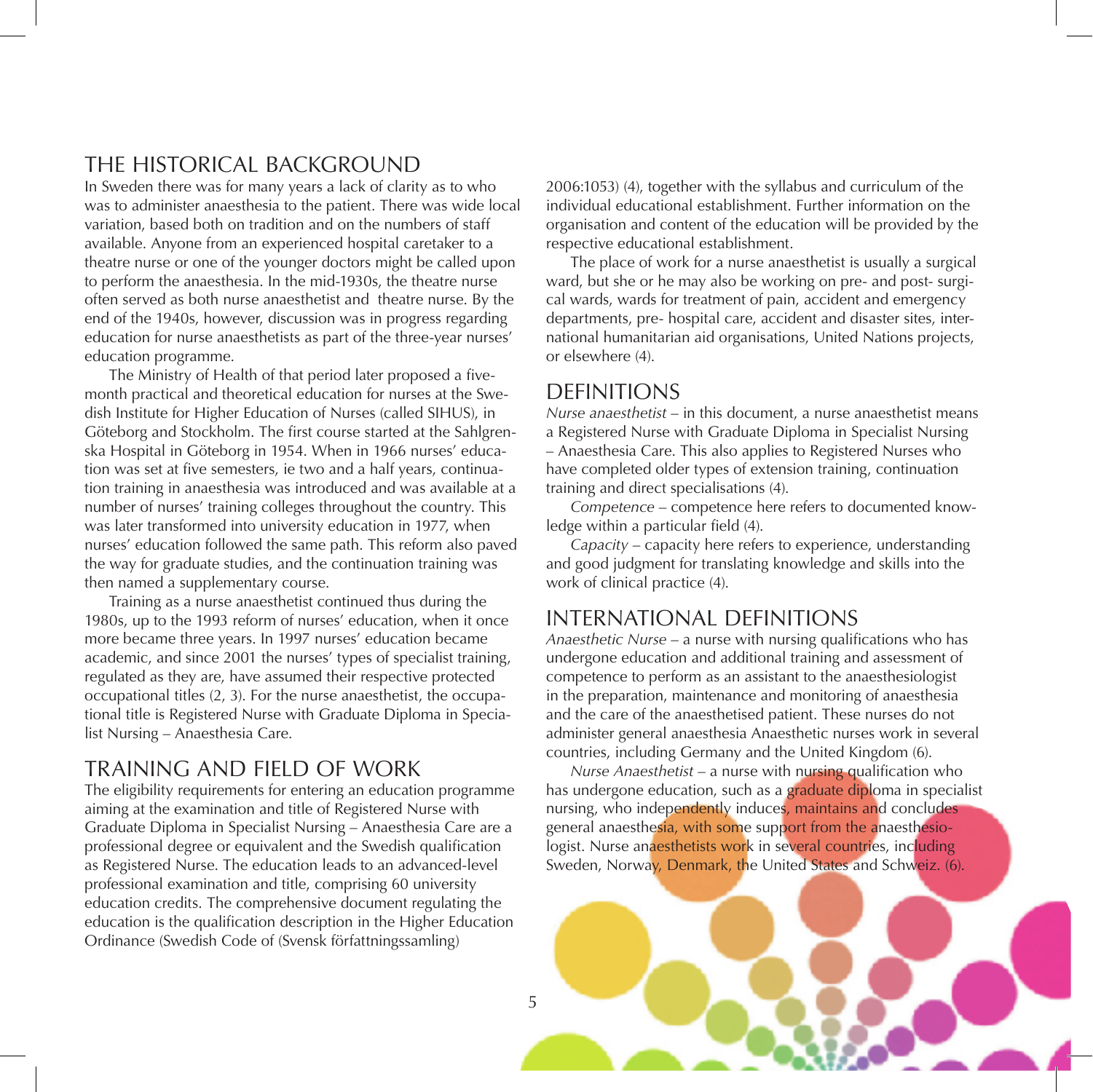## THE HISTORICAL BACKGROUND

In Sweden there was for many years a lack of clarity as to who was to administer anaesthesia to the patient. There was wide local variation, based both on tradition and on the numbers of staff available. Anyone from an experienced hospital caretaker to a theatre nurse or one of the younger doctors might be called upon to perform the anaesthesia. In the mid-1930s, the theatre nurse often served as both nurse anaesthetist and theatre nurse. By the end of the 1940s, however, discussion was in progress regarding education for nurse anaesthetists as part of the three-year nurses' education programme.

The Ministry of Health of that period later proposed a five-month practical and theoretical education for nurses at the Swedish Institute for Higher Education of Nurses (called SIHUS), in Göteborg and Stockholm. The first course started at the Sahlgrenska Hospital in Göteborg in 1954. When in 1966 nurses' education was set at five semesters, ie two and a half years, continuation training in anaesthesia was introduced and was available at a number of nurses' training colleges throughout the country. This was later transformed into university education in 1977, when nurses' education followed the same path. This reform also paved the way for graduate studies, and the continuation training was then named a supplementary course.

Training as a nurse anaesthetist continued thus during the 1980s, up to the 1993 reform of nurses' education, when it once more became three years. In 1997 nurses' education became academic, and since 2001 the nurses' types of specialist training, regulated as they are, have assumed their respective protected occupational titles (2, 3). For the nurse anaesthetist, the occupational title is Registered Nurse with Graduate Diploma in Specialist Nursing – Anaesthesia Care.

## TRAINING AND FIELD OF WORK

The eligibility requirements for entering an education programme aiming at the examination and title of Registered Nurse with Graduate Diploma in Specialist Nursing – Anaesthesia Care are a professional degree or equivalent and the Swedish qualification as Registered Nurse. The education leads to an advanced-level professional examination and title, comprising 60 university education credits. The comprehensive document regulating the education is the qualification description in the Higher Education Ordinance (Swedish Code of (Svensk författningssamling) 2006:1053) (4), together with the syllabus and curriculum of the individual educational establishment. Further information on the organisation and content of the education will be provided by the respective educational establishment.

The place of work for a nurse anaesthetist is usually a surgical ward, but she or he may also be working on pre- and post- surgical wards, wards for treatment of pain, accident and emergency departments, pre- hospital care, accident and disaster sites, international humanitarian aid organisations, United Nations projects, or elsewhere (4).

## DEFINITIONS

*Nurse anaesthetist* – in this document, a nurse anaesthetist means a Registered Nurse with Graduate Diploma in Specialist Nursing – Anaesthesia Care. This also applies to Registered Nurses who have completed older types of extension training, continuation training and direct specialisations (4).

*Competence* – competence here refers to documented knowledge within a particular field (4).

*Capacity* – capacity here refers to experience, understanding and good judgment for translating knowledge and skills into the work of clinical practice (4).

## INTERNATIONAL DEFINITIONS

*Anaesthetic Nurse* – a nurse with nursing qualifications who has undergone education and additional training and assessment of competence to perform as an assistant to the anaesthesiologist in the preparation, maintenance and monitoring of anaesthesia and the care of the anaesthetised patient. These nurses do not administer general anaesthesia Anaesthetic nurses work in several countries, including Germany and the United Kingdom (6).

*Nurse Anaesthetist* – a nurse with nursing qualification who has undergone education, such as a graduate diploma in specialist nursing, who independently induces, maintains and concludes general anaesthesia, with some support from the anaesthesiologist. Nurse anaesthetists work in several countries, including Sweden, Norway, Denmark, the United States and Schweiz. (6).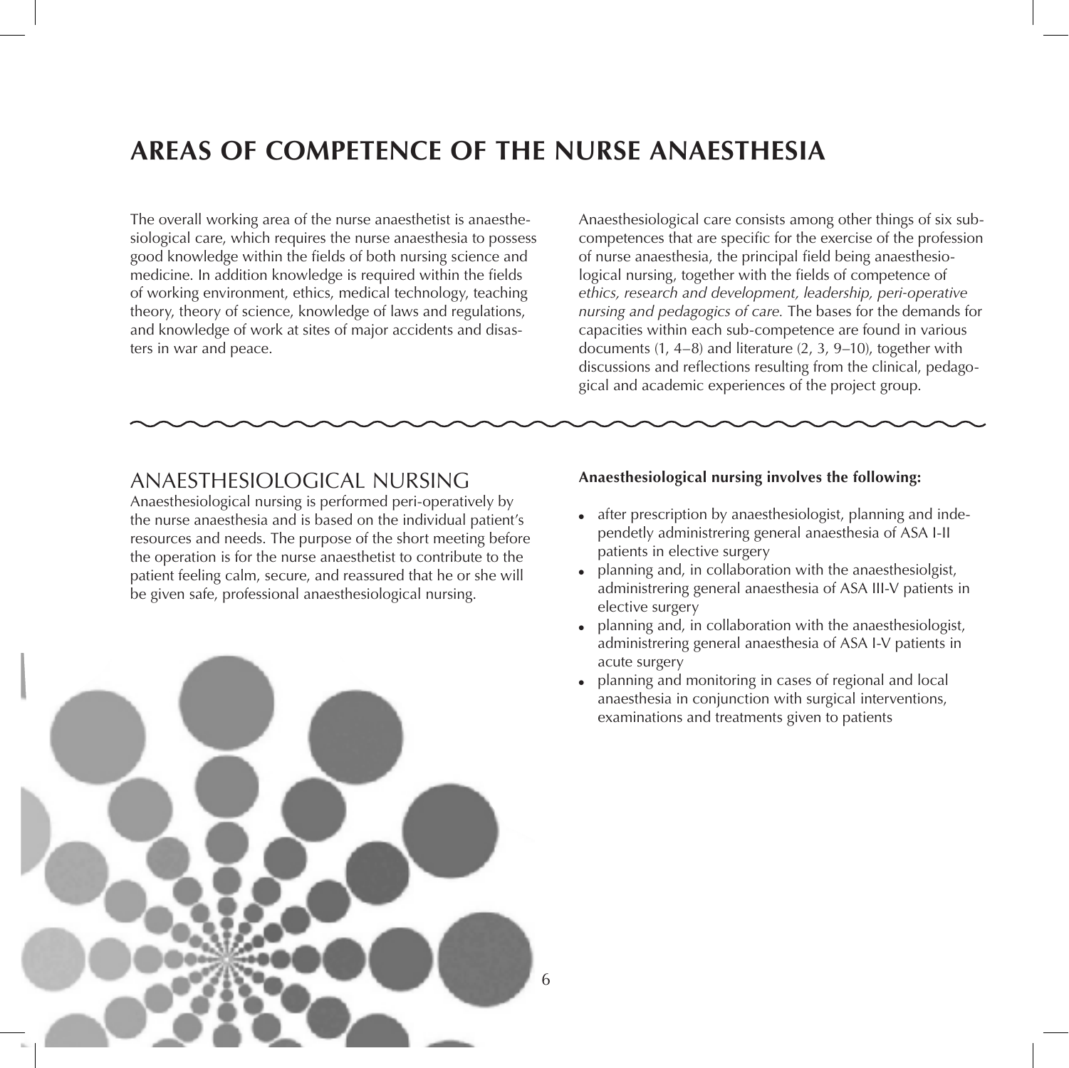# AREAS OF COMPETENCE OF THE NURSE ANAESTHESIA

The overall working area of the nurse anaesthetist is anaesthesiological care, which requires the nurse anaesthesia to possess good knowledge within the fields of both nursing science and medicine. In addition knowledge is required within the fields of working environment, ethics, medical technology, teaching theory, theory of science, knowledge of laws and regulations, and knowledge of work at sites of major accidents and disasters in war and peace.

Anaesthesiological care consists among other things of six subcompetences that are specific for the exercise of the profession of nurse anaesthesia, the principal field being anaesthesiological nursing, together with the fields of competence of *ethics, research and development, leadership, peri-operative nursing and pedagogics of care.* The bases for the demands for capacities within each sub-competence are found in various documents (1, 4–8) and literature (2, 3, 9–10), together with discussions and reflections resulting from the clinical, pedagogical and academic experiences of the project group.

## ANAESTHESIOLOGICAL NURSING

Anaesthesiological nursing is performed peri-operatively by the nurse anaesthesia and is based on the individual patient's resources and needs. The purpose of the short meeting before the operation is for the nurse anaesthetist to contribute to the patient feeling calm, secure, and reassured that he or she will be given safe, professional anaesthesiological nursing.

**Anaesthesiological nursing involves the following:**

- after prescription by anaesthesiologist, planning and independetly administrering general anaesthesia of ASA I-II patients in elective surgery
- planning and, in collaboration with the anaesthesiolgist, administrering general anaesthesia of ASA III-V patients in elective surgery
- planning and, in collaboration with the anaesthesiologist, administrering general anaesthesia of ASA I-V patients in acute surgery
- planning and monitoring in cases of regional and local anaesthesia in conjunction with surgical interventions, examinations and treatments given to patients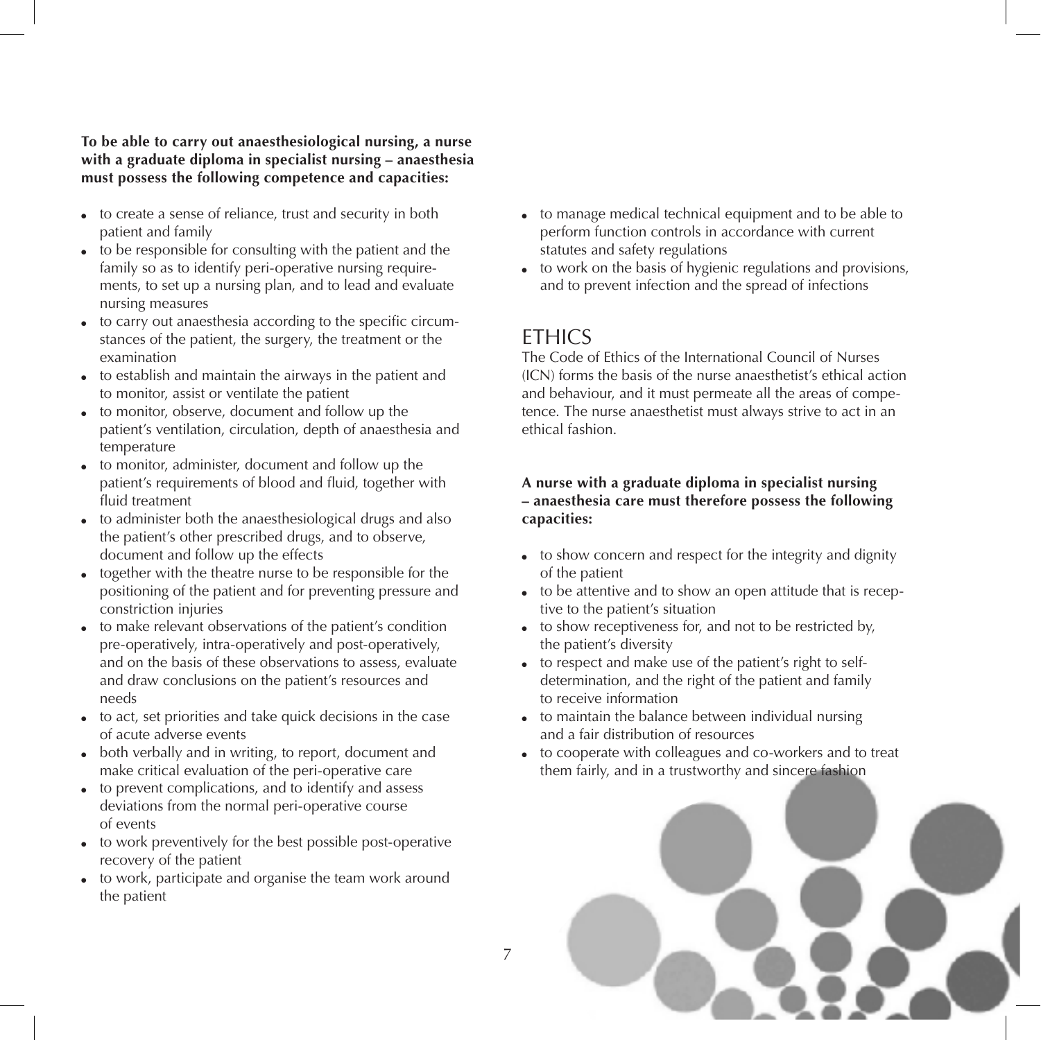**To be able to carry out anaesthesiological nursing, a nurse with a graduate diploma in specialist nursing – anaesthesia must possess the following competence and capacities:**

- to create a sense of reliance, trust and security in both patient and family
- to be responsible for consulting with the patient and the family so as to identify peri-operative nursing requirements, to set up a nursing plan, and to lead and evaluate nursing measures
- to carry out anaesthesia according to the specific circumstances of the patient, the surgery, the treatment or the examination
- to establish and maintain the airways in the patient and to monitor, assist or ventilate the patient
- to monitor, observe, document and follow up the patient's ventilation, circulation, depth of anaesthesia and temperature
- to monitor, administer, document and follow up the patient's requirements of blood and fluid, together with fluid treatment
- to administer both the anaesthesiological drugs and also the patient's other prescribed drugs, and to observe, document and follow up the effects
- together with the theatre nurse to be responsible for the positioning of the patient and for preventing pressure and constriction injuries
- to make relevant observations of the patient's condition pre-operatively, intra-operatively and post-operatively, and on the basis of these observations to assess, evaluate and draw conclusions on the patient's resources and needs
- to act, set priorities and take quick decisions in the case of acute adverse events
- both verbally and in writing, to report, document and make critical evaluation of the peri-operative care
- to prevent complications, and to identify and assess deviations from the normal peri-operative course of events
- to work preventively for the best possible post-operative recovery of the patient
- to work, participate and organise the team work around the patient
- to manage medical technical equipment and to be able to perform function controls in accordance with current statutes and safety regulations
- to work on the basis of hygienic regulations and provisions, and to prevent infection and the spread of infections

## ETHICS

The Code of Ethics of the International Council of Nurses (ICN) forms the basis of the nurse anaesthetist's ethical action and behaviour, and it must permeate all the areas of competence. The nurse anaesthetist must always strive to act in an ethical fashion.

**A nurse with a graduate diploma in specialist nursing – anaesthesia care must therefore possess the following capacities:**

- to show concern and respect for the integrity and dignity of the patient
- to be attentive and to show an open attitude that is receptive to the patient's situation
- to show receptiveness for, and not to be restricted by, the patient's diversity
- to respect and make use of the patient's right to self-determination, and the right of the patient and family to receive information
- to maintain the balance between individual nursing and a fair distribution of resources
- to cooperate with colleagues and co-workers and to treat them fairly, and in a trustworthy and sincere fashion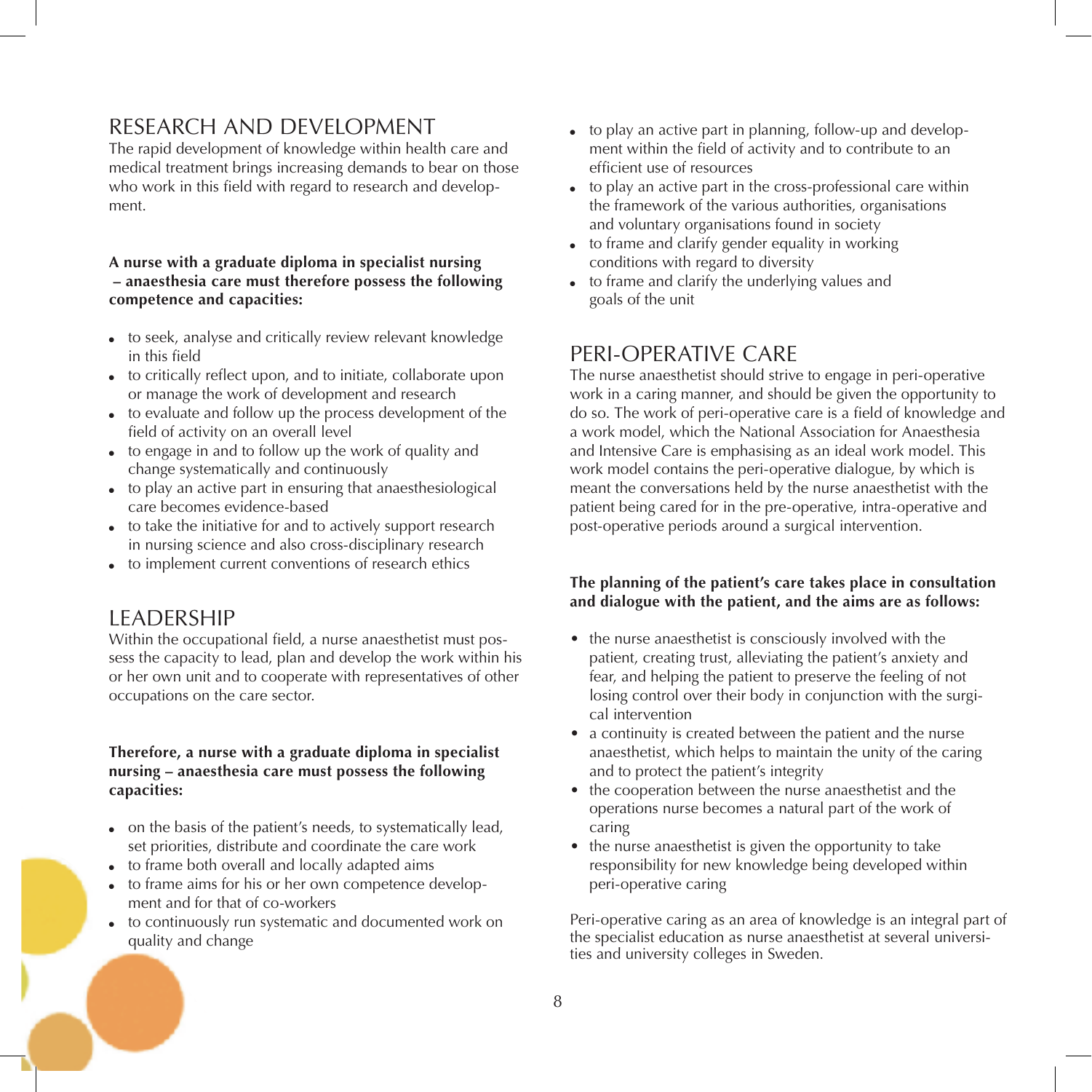## RESEARCH AND DEVELOPMENT

The rapid development of knowledge within health care and medical treatment brings increasing demands to bear on those who work in this field with regard to research and development.

**A nurse with a graduate diploma in specialist nursing – anaesthesia care must therefore possess the following competence and capacities:**

- to seek, analyse and critically review relevant knowledge in this field
- to critically reflect upon, and to initiate, collaborate upon or manage the work of development and research
- to evaluate and follow up the process development of the field of activity on an overall level
- to engage in and to follow up the work of quality and change systematically and continuously
- to play an active part in ensuring that anaesthesiological care becomes evidence-based
- to take the initiative for and to actively support research in nursing science and also cross-disciplinary research
- to implement current conventions of research ethics

## LEADERSHIP

Within the occupational field, a nurse anaesthetist must possess the capacity to lead, plan and develop the work within his or her own unit and to cooperate with representatives of other occupations on the care sector.

**Therefore, a nurse with a graduate diploma in specialist nursing – anaesthesia care must possess the following capacities:**

- on the basis of the patient's needs, to systematically lead, set priorities, distribute and coordinate the care work
- to frame both overall and locally adapted aims
- to frame aims for his or her own competence development and for that of co-workers
- to continuously run systematic and documented work on quality and change
- to play an active part in planning, follow-up and development within the field of activity and to contribute to an efficient use of resources
- to play an active part in the cross-professional care within the framework of the various authorities, organisations and voluntary organisations found in society
- to frame and clarify gender equality in working conditions with regard to diversity
- to frame and clarify the underlying values and goals of the unit

## PERI-OPERATIVE CARE

The nurse anaesthetist should strive to engage in peri-operative work in a caring manner, and should be given the opportunity to do so. The work of peri-operative care is a field of knowledge and a work model, which the National Association for Anaesthesia and Intensive Care is emphasising as an ideal work model. This work model contains the peri-operative dialogue, by which is meant the conversations held by the nurse anaesthetist with the patient being cared for in the pre-operative, intra-operative and post-operative periods around a surgical intervention.

**The planning of the patient's care takes place in consultation and dialogue with the patient, and the aims are as follows:**

- the nurse anaesthetist is consciously involved with the patient, creating trust, alleviating the patient's anxiety and fear, and helping the patient to preserve the feeling of not losing control over their body in conjunction with the surgical intervention
- a continuity is created between the patient and the nurse anaesthetist, which helps to maintain the unity of the caring and to protect the patient's integrity
- the cooperation between the nurse anaesthetist and the operations nurse becomes a natural part of the work of caring
- the nurse anaesthetist is given the opportunity to take responsibility for new knowledge being developed within peri-operative caring

Peri-operative caring as an area of knowledge is an integral part of the specialist education as nurse anaesthetist at several universities and university colleges in Sweden.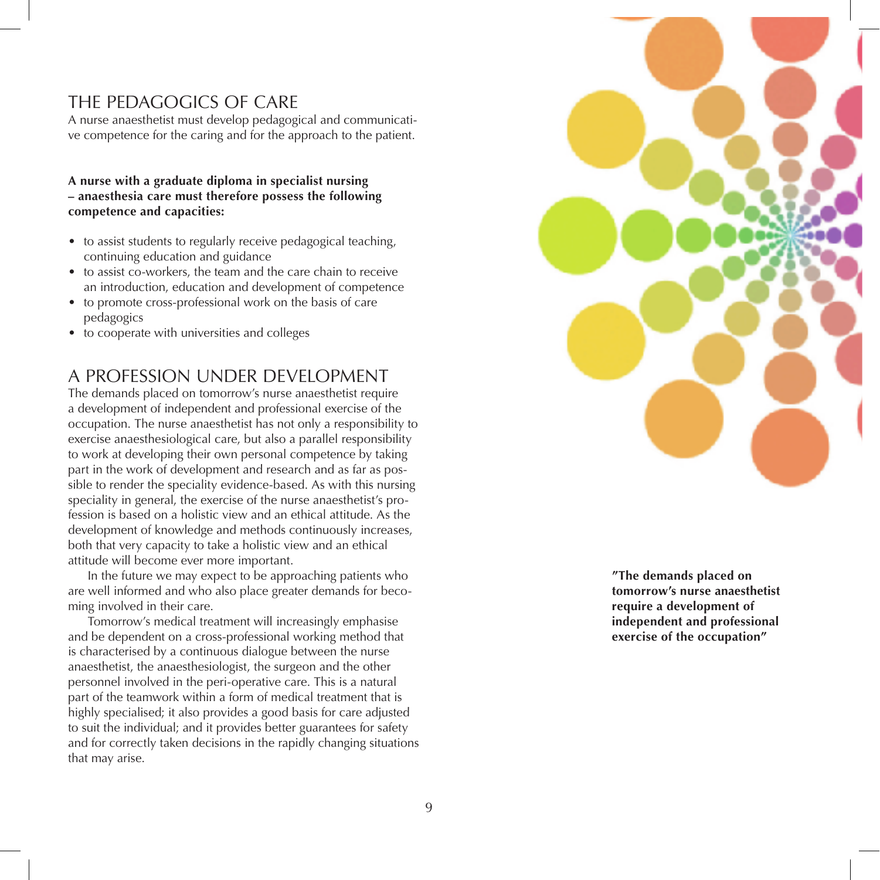## THE PEDAGOGICS OF CARE

A nurse anaesthetist must develop pedagogical and communicative competence for the caring and for the approach to the patient.

**A nurse with a graduate diploma in specialist nursing – anaesthesia care must therefore possess the following competence and capacities:**

- to assist students to regularly receive pedagogical teaching, continuing education and guidance
- to assist co-workers, the team and the care chain to receive an introduction, education and development of competence
- to promote cross-professional work on the basis of care pedagogics
- to cooperate with universities and colleges

## A PROFESSION UNDER DEVELOPMENT

The demands placed on tomorrow's nurse anaesthetist require a development of independent and professional exercise of the occupation. The nurse anaesthetist has not only a responsibility to exercise anaesthesiological care, but also a parallel responsibility to work at developing their own personal competence by taking part in the work of development and research and as far as possible to render the speciality evidence-based. As with this nursing speciality in general, the exercise of the nurse anaesthetist's profession is based on a holistic view and an ethical attitude. As the development of knowledge and methods continuously increases, both that very capacity to take a holistic view and an ethical attitude will become ever more important.

In the future we may expect to be approaching patients who are well informed and who also place greater demands for becoming involved in their care.

Tomorrow's medical treatment will increasingly emphasise and be dependent on a cross-professional working method that is characterised by a continuous dialogue between the nurse anaesthetist, the anaesthesiologist, the surgeon and the other personnel involved in the peri-operative care. This is a natural part of the teamwork within a form of medical treatment that is highly specialised; it also provides a good basis for care adjusted to suit the individual; and it provides better guarantees for safety and for correctly taken decisions in the rapidly changing situations that may arise.

**"The demands placed on tomorrow's nurse anaesthetist require a development of independent and professional exercise of the occupation"**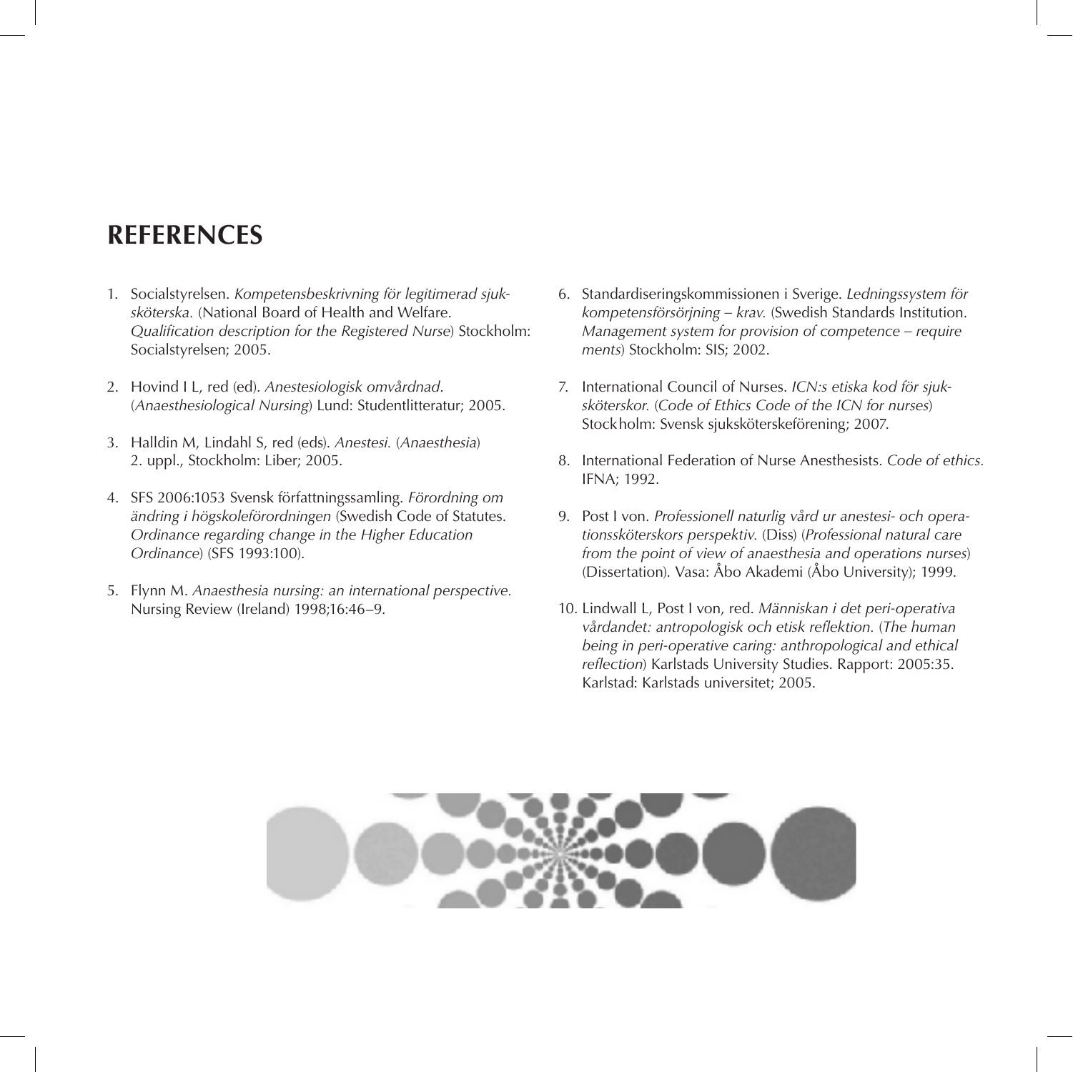# REFERENCES

1. Socialstyrelsen. *Kompetensbeskrivning för legitimerad sjuksköterska.* (National Board of Health and Welfare. *Qualification description for the Registered Nurse*) Stockholm: Socialstyrelsen; 2005.

2. Hovind I L, red (ed). *Anestesiologisk omvårdnad.* (*Anaesthesiological Nursing*) Lund: Studentlitteratur; 2005.

3. Halldin M, Lindahl S, red (eds). *Anestesi.* (*Anaesthesia*) 2. uppl., Stockholm: Liber; 2005.

4. SFS 2006:1053 Svensk författningssamling. *Förordning om ändring i högskoleförordningen* (Swedish Code of Statutes. *Ordinance regarding change in the Higher Education Ordinance*) (SFS 1993:100).

5. Flynn M. *Anaesthesia nursing: an international perspective.* Nursing Review (Ireland) 1998;16:46–9.

6. Standardiseringskommissionen i Sverige. *Ledningssystem för kompetensförsörjning – krav.* (Swedish Standards Institution. *Management system for provision of competence – require ments*) Stockholm: SIS; 2002.

7. International Council of Nurses. *ICN:s etiska kod för sjuksköterskor.* (*Code of Ethics Code of the ICN for nurses*) Stockholm: Svensk sjuksköterskeförening; 2007.

8. International Federation of Nurse Anesthesists. *Code of ethics.* IFNA; 1992.

9. Post I von. *Professionell naturlig vård ur anestesi- och operationssköterskors perspektiv.* (Diss) (*Professional natural care from the point of view of anaesthesia and operations nurses*) (Dissertation). Vasa: Åbo Akademi (Åbo University); 1999.

10. Lindwall L, Post I von, red. *Människan i det peri-operativa vårdandet: antropologisk och etisk reflektion.* (*The human being in peri-operative caring: anthropological and ethical reflection*) Karlstads University Studies. Rapport: 2005:35. Karlstad: Karlstads universitet; 2005.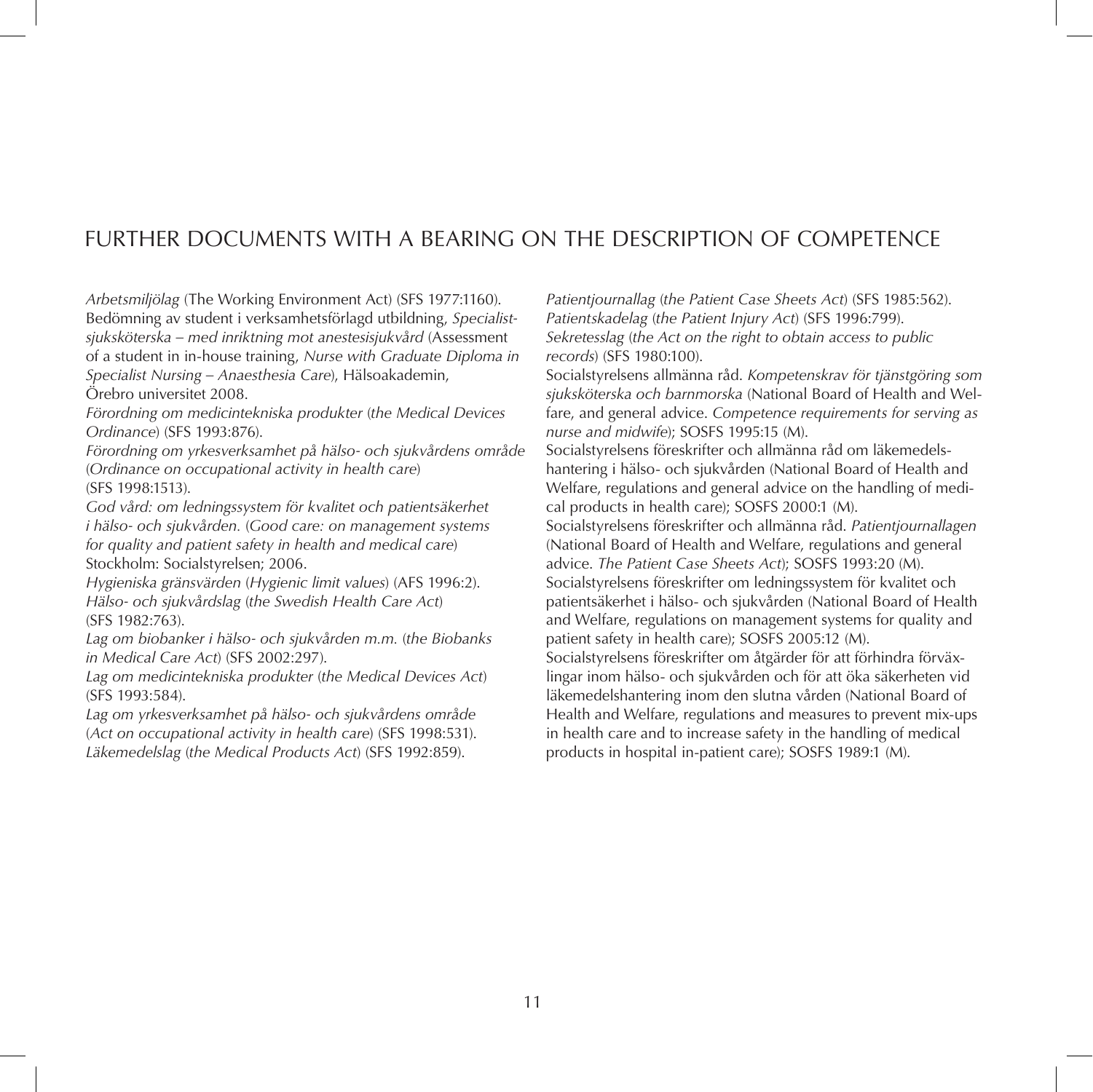# FURTHER DOCUMENTS WITH A BEARING ON THE DESCRIPTION OF COMPETENCE

*Arbetsmiljölag* (The Working Environment Act) (SFS 1977:1160).

Bedömning av student i verksamhetsförlagd utbildning, *Specialistsjuksköterska – med inriktning mot anestesisjukvård* (Assessment of a student in in-house training, *Nurse with Graduate Diploma in Specialist Nursing – Anaesthesia Care*), Hälsoakademin, Örebro universitet 2008.

*Förordning om medicintekniska produkter* (*the Medical Devices Ordinance*) (SFS 1993:876).

*Förordning om yrkesverksamhet på hälso- och sjukvårdens område* (*Ordinance on occupational activity in health care*) (SFS 1998:1513).

*God vård: om ledningssystem för kvalitet och patientsäkerhet i hälso- och sjukvården.* (*Good care: on management systems for quality and patient safety in health and medical care*) Stockholm: Socialstyrelsen; 2006.

*Hygieniska gränsvärden* (*Hygienic limit values*) (AFS 1996:2).

*Hälso- och sjukvårdslag* (*the Swedish Health Care Act*) (SFS 1982:763).

*Lag om biobanker i hälso- och sjukvården m.m.* (*the Biobanks in Medical Care Act*) (SFS 2002:297).

*Lag om medicintekniska produkter* (*the Medical Devices Act*) (SFS 1993:584).

*Lag om yrkesverksamhet på hälso- och sjukvårdens område* (*Act on occupational activity in health care*) (SFS 1998:531).

*Läkemedelslag* (*the Medical Products Act*) (SFS 1992:859).

*Patientjournallag* (*the Patient Case Sheets Act*) (SFS 1985:562).

*Patientskadelag* (*the Patient Injury Act*) (SFS 1996:799).

*Sekretesslag* (*the Act on the right to obtain access to public records*) (SFS 1980:100).

Socialstyrelsens allmänna råd. *Kompetenskrav för tjänstgöring som sjuksköterska och barnmorska* (National Board of Health and Welfare, and general advice. *Competence requirements for serving as nurse and midwife*); SOSFS 1995:15 (M).

Socialstyrelsens föreskrifter och allmänna råd om läkemedelshantering i hälso- och sjukvården (National Board of Health and Welfare, regulations and general advice on the handling of medical products in health care); SOSFS 2000:1 (M).

Socialstyrelsens föreskrifter och allmänna råd. *Patientjournallagen* (National Board of Health and Welfare, regulations and general advice. *The Patient Case Sheets Act*); SOSFS 1993:20 (M).

Socialstyrelsens föreskrifter om ledningssystem för kvalitet och patientsäkerhet i hälso- och sjukvården (National Board of Health and Welfare, regulations on management systems for quality and patient safety in health care); SOSFS 2005:12 (M).

Socialstyrelsens föreskrifter om åtgärder för att förhindra förväxlingar inom hälso- och sjukvården och för att öka säkerheten vid läkemedelshantering inom den slutna vården (National Board of Health and Welfare, regulations and measures to prevent mix-ups in health care and to increase safety in the handling of medical products in hospital in-patient care); SOSFS 1989:1 (M).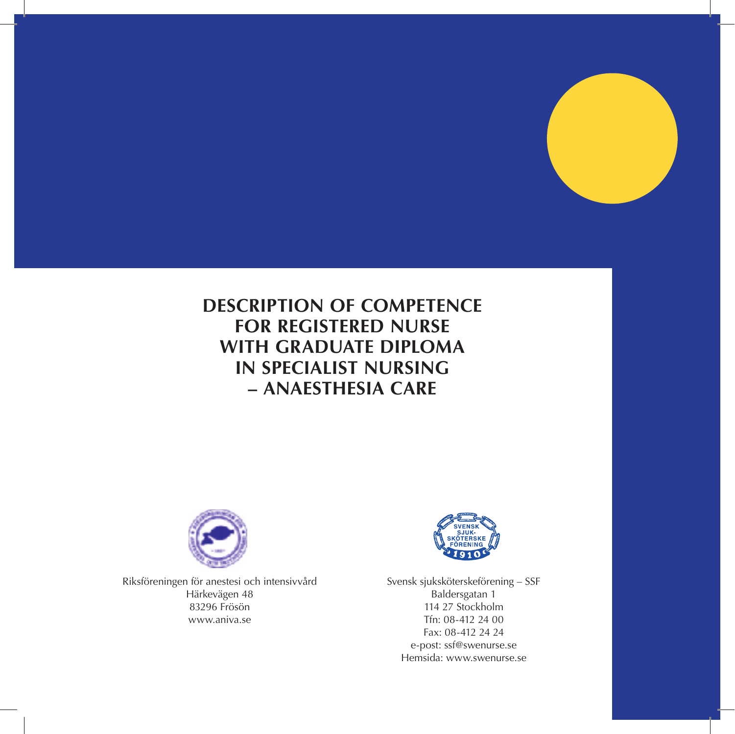# DESCRIPTION OF COMPETENCE FOR REGISTERED NURSE WITH GRADUATE DIPLOMA IN SPECIALIST NURSING – ANAESTHESIA CARE

Riksföreningen för anestesi och intensivvård
Härkevägen 48
83296 Frösön
www.aniva.se

Svensk sjuksköterskeförening – SSF
Baldersgatan 1
114 27 Stockholm
Tfn: 08-412 24 00
Fax: 08-412 24 24
e-post: ssf@swenurse.se
Hemsida: www.swenurse.se